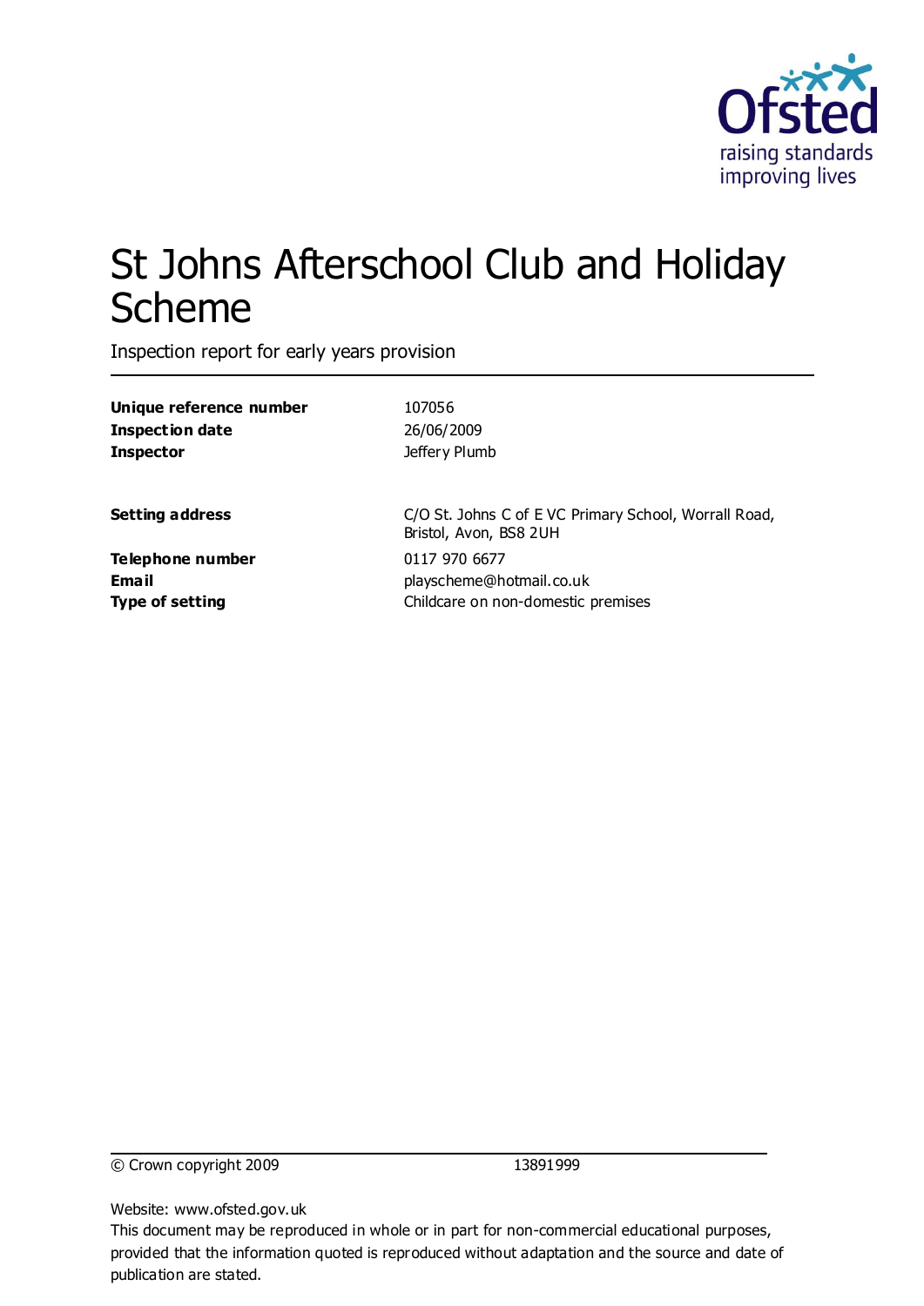# St Johns Afterschool Club and Holiday Scheme

Inspection report for early years provision

| | |
|---|---|
| **Unique reference number** | 107056 |
| **Inspection date** | 26/06/2009 |
| **Inspector** | Jeffery Plumb |

| | |
|---|---|
| **Setting address** | C/O St. Johns C of E VC Primary School, Worrall Road, Bristol, Avon, BS8 2UH |
| **Telephone number** | 0117 970 6677 |
| **Email** | playscheme@hotmail.co.uk |
| **Type of setting** | Childcare on non-domestic premises |

© Crown copyright 2009    13891999

Website: www.ofsted.gov.uk

This document may be reproduced in whole or in part for non-commercial educational purposes, provided that the information quoted is reproduced without adaptation and the source and date of publication are stated.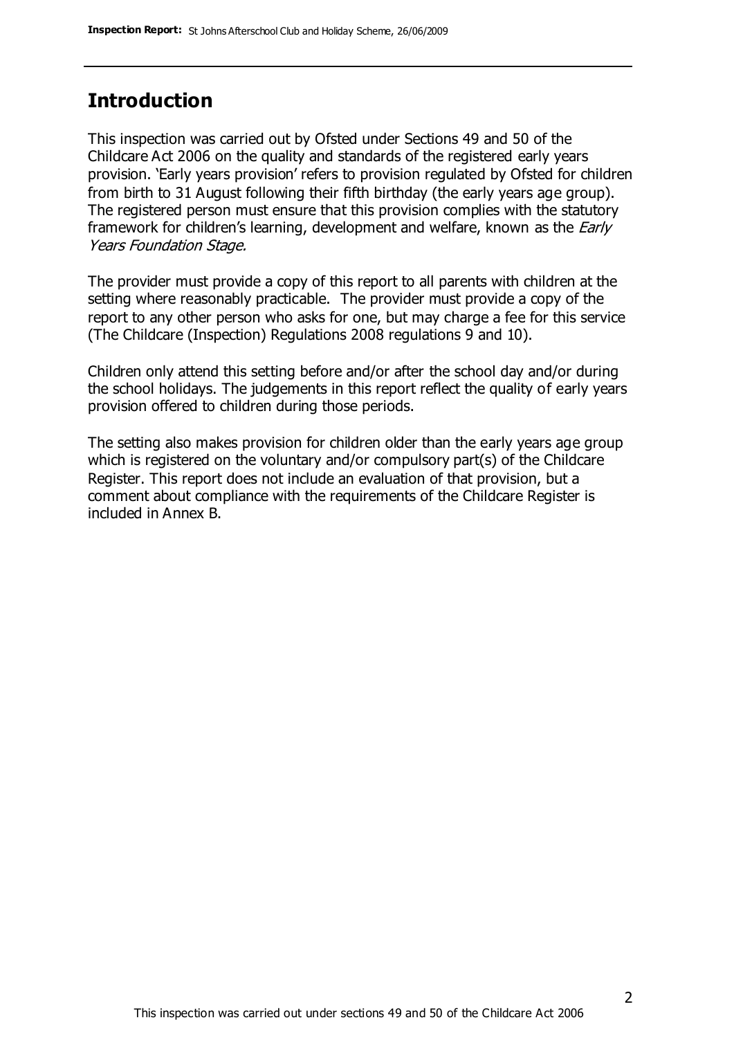## Introduction

This inspection was carried out by Ofsted under Sections 49 and 50 of the Childcare Act 2006 on the quality and standards of the registered early years provision. 'Early years provision' refers to provision regulated by Ofsted for children from birth to 31 August following their fifth birthday (the early years age group). The registered person must ensure that this provision complies with the statutory framework for children's learning, development and welfare, known as the *Early Years Foundation Stage.*

The provider must provide a copy of this report to all parents with children at the setting where reasonably practicable. The provider must provide a copy of the report to any other person who asks for one, but may charge a fee for this service (The Childcare (Inspection) Regulations 2008 regulations 9 and 10).

Children only attend this setting before and/or after the school day and/or during the school holidays. The judgements in this report reflect the quality of early years provision offered to children during those periods.

The setting also makes provision for children older than the early years age group which is registered on the voluntary and/or compulsory part(s) of the Childcare Register. This report does not include an evaluation of that provision, but a comment about compliance with the requirements of the Childcare Register is included in Annex B.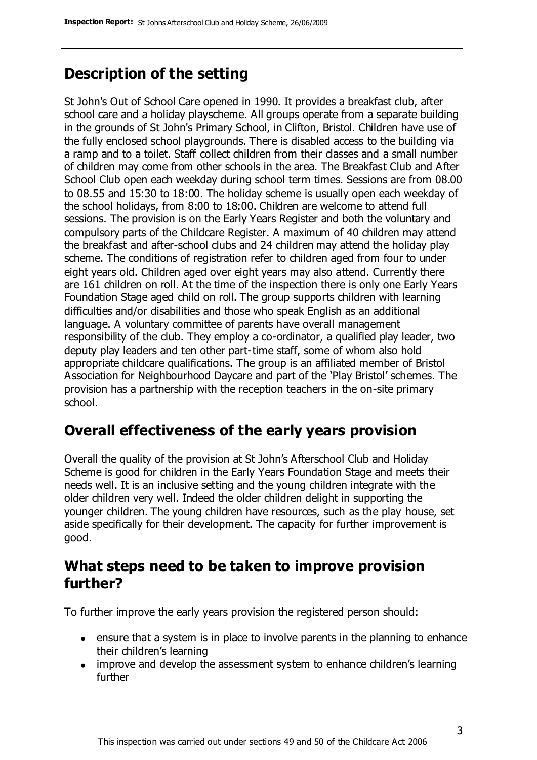## Description of the setting

St John's Out of School Care opened in 1990. It provides a breakfast club, after school care and a holiday playscheme. All groups operate from a separate building in the grounds of St John's Primary School, in Clifton, Bristol. Children have use of the fully enclosed school playgrounds. There is disabled access to the building via a ramp and to a toilet. Staff collect children from their classes and a small number of children may come from other schools in the area. The Breakfast Club and After School Club open each weekday during school term times. Sessions are from 08.00 to 08.55 and 15:30 to 18:00. The holiday scheme is usually open each weekday of the school holidays, from 8:00 to 18:00. Children are welcome to attend full sessions. The provision is on the Early Years Register and both the voluntary and compulsory parts of the Childcare Register. A maximum of 40 children may attend the breakfast and after-school clubs and 24 children may attend the holiday play scheme. The conditions of registration refer to children aged from four to under eight years old. Children aged over eight years may also attend. Currently there are 161 children on roll. At the time of the inspection there is only one Early Years Foundation Stage aged child on roll. The group supports children with learning difficulties and/or disabilities and those who speak English as an additional language. A voluntary committee of parents have overall management responsibility of the club. They employ a co-ordinator, a qualified play leader, two deputy play leaders and ten other part-time staff, some of whom also hold appropriate childcare qualifications. The group is an affiliated member of Bristol Association for Neighbourhood Daycare and part of the 'Play Bristol' schemes. The provision has a partnership with the reception teachers in the on-site primary school.

## Overall effectiveness of the early years provision

Overall the quality of the provision at St John's Afterschool Club and Holiday Scheme is good for children in the Early Years Foundation Stage and meets their needs well. It is an inclusive setting and the young children integrate with the older children very well. Indeed the older children delight in supporting the younger children. The young children have resources, such as the play house, set aside specifically for their development. The capacity for further improvement is good.

## What steps need to be taken to improve provision further?

To further improve the early years provision the registered person should:

- ensure that a system is in place to involve parents in the planning to enhance their children's learning
- improve and develop the assessment system to enhance children's learning further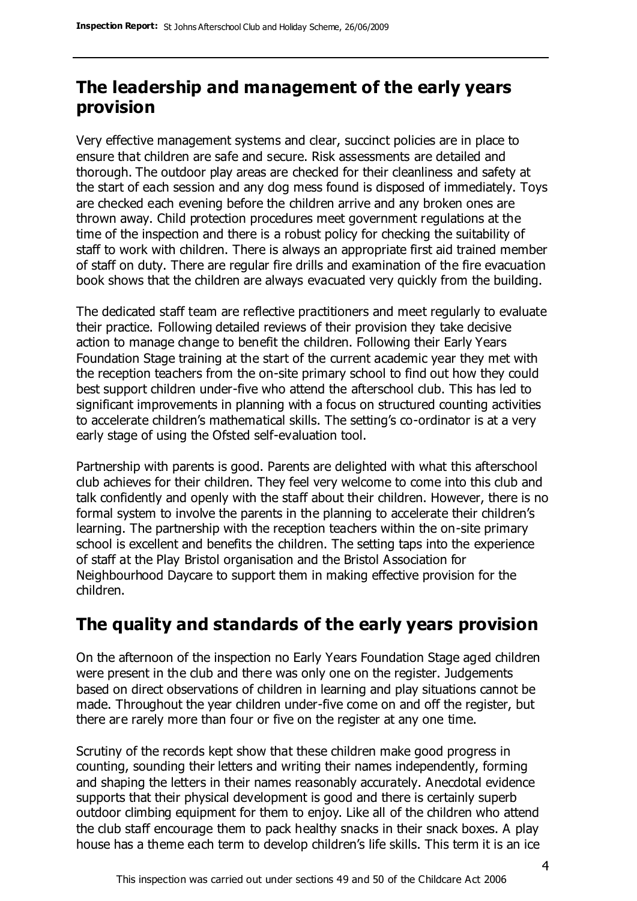## The leadership and management of the early years provision

Very effective management systems and clear, succinct policies are in place to ensure that children are safe and secure. Risk assessments are detailed and thorough. The outdoor play areas are checked for their cleanliness and safety at the start of each session and any dog mess found is disposed of immediately. Toys are checked each evening before the children arrive and any broken ones are thrown away. Child protection procedures meet government regulations at the time of the inspection and there is a robust policy for checking the suitability of staff to work with children. There is always an appropriate first aid trained member of staff on duty. There are regular fire drills and examination of the fire evacuation book shows that the children are always evacuated very quickly from the building.

The dedicated staff team are reflective practitioners and meet regularly to evaluate their practice. Following detailed reviews of their provision they take decisive action to manage change to benefit the children. Following their Early Years Foundation Stage training at the start of the current academic year they met with the reception teachers from the on-site primary school to find out how they could best support children under-five who attend the afterschool club. This has led to significant improvements in planning with a focus on structured counting activities to accelerate children's mathematical skills. The setting's co-ordinator is at a very early stage of using the Ofsted self-evaluation tool.

Partnership with parents is good. Parents are delighted with what this afterschool club achieves for their children. They feel very welcome to come into this club and talk confidently and openly with the staff about their children. However, there is no formal system to involve the parents in the planning to accelerate their children's learning. The partnership with the reception teachers within the on-site primary school is excellent and benefits the children. The setting taps into the experience of staff at the Play Bristol organisation and the Bristol Association for Neighbourhood Daycare to support them in making effective provision for the children.

## The quality and standards of the early years provision

On the afternoon of the inspection no Early Years Foundation Stage aged children were present in the club and there was only one on the register. Judgements based on direct observations of children in learning and play situations cannot be made. Throughout the year children under-five come on and off the register, but there are rarely more than four or five on the register at any one time.

Scrutiny of the records kept show that these children make good progress in counting, sounding their letters and writing their names independently, forming and shaping the letters in their names reasonably accurately. Anecdotal evidence supports that their physical development is good and there is certainly superb outdoor climbing equipment for them to enjoy. Like all of the children who attend the club staff encourage them to pack healthy snacks in their snack boxes. A play house has a theme each term to develop children's life skills. This term it is an ice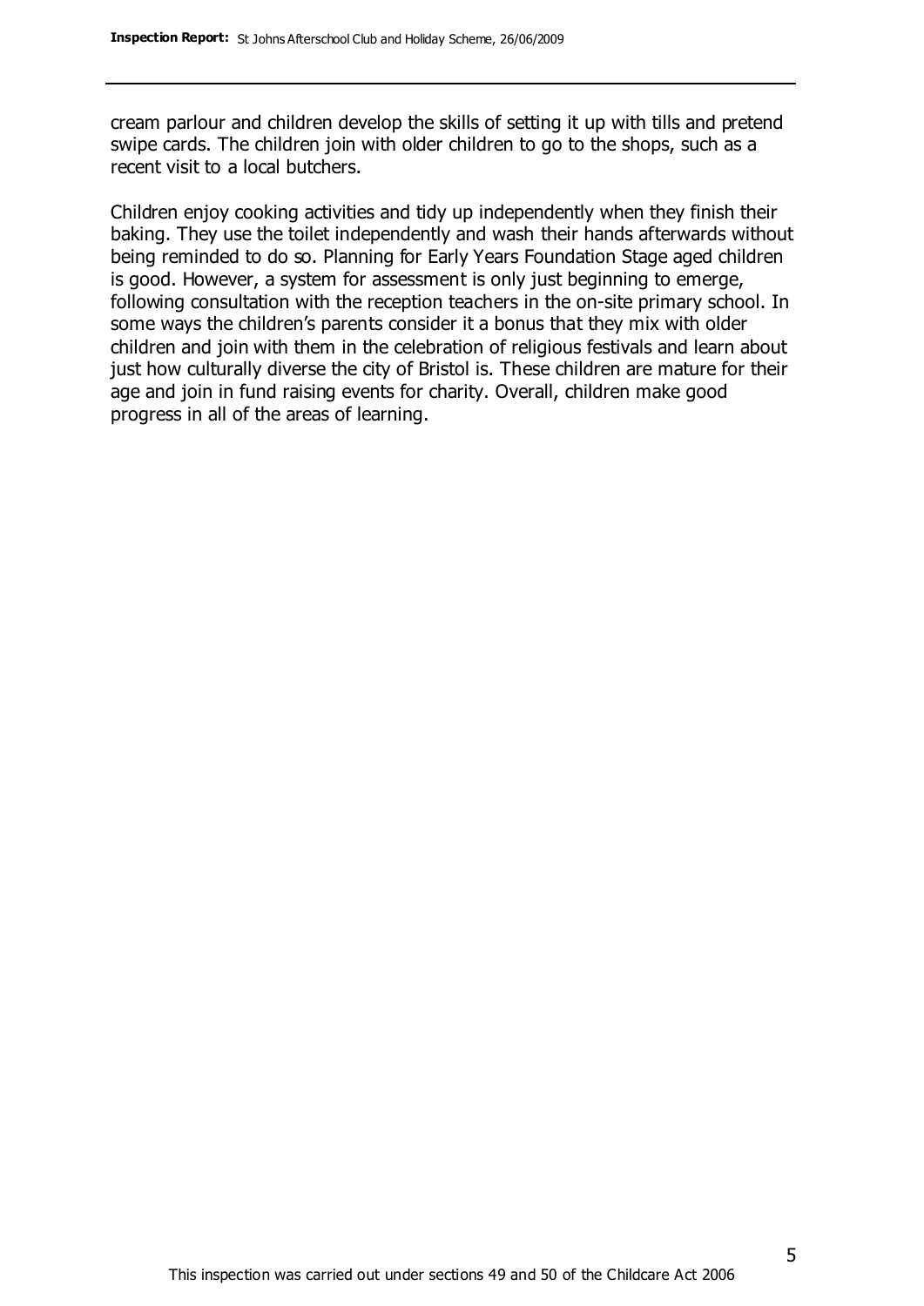cream parlour and children develop the skills of setting it up with tills and pretend swipe cards. The children join with older children to go to the shops, such as a recent visit to a local butchers.

Children enjoy cooking activities and tidy up independently when they finish their baking. They use the toilet independently and wash their hands afterwards without being reminded to do so. Planning for Early Years Foundation Stage aged children is good. However, a system for assessment is only just beginning to emerge, following consultation with the reception teachers in the on-site primary school. In some ways the children's parents consider it a bonus that they mix with older children and join with them in the celebration of religious festivals and learn about just how culturally diverse the city of Bristol is. These children are mature for their age and join in fund raising events for charity. Overall, children make good progress in all of the areas of learning.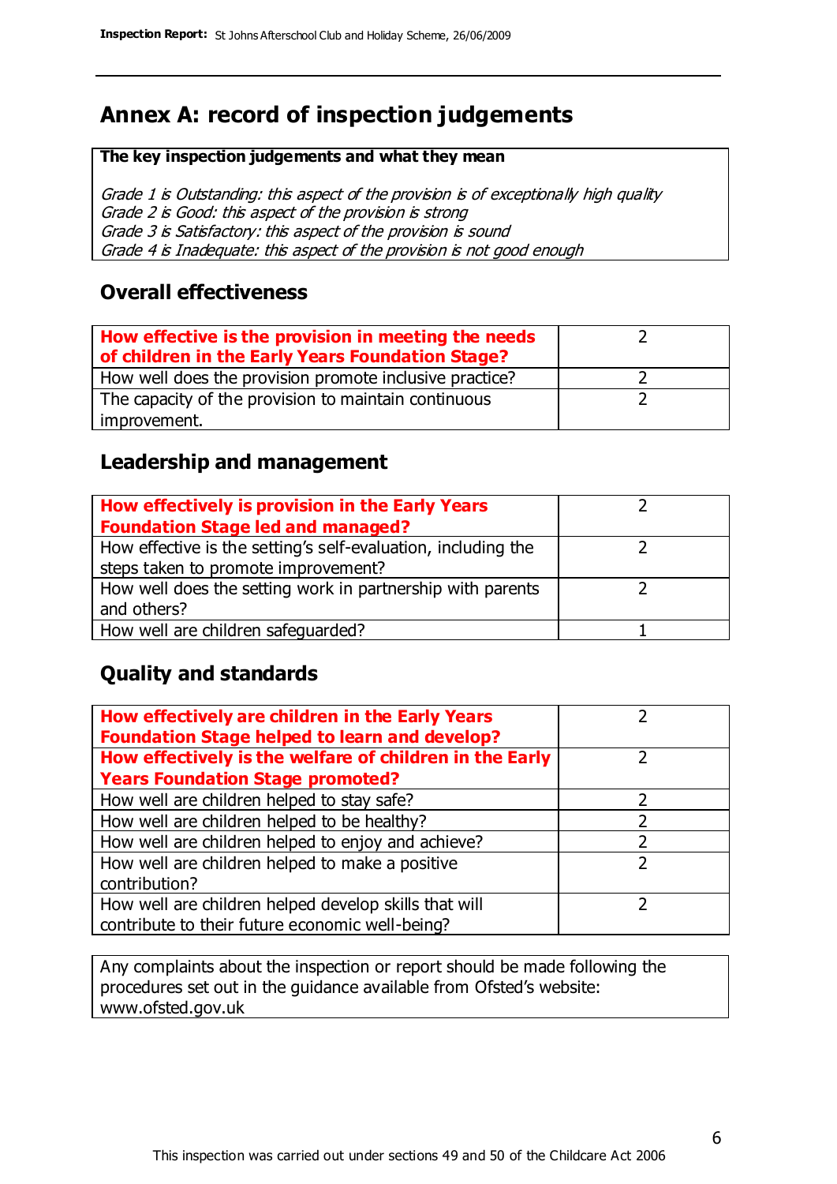# Annex A: record of inspection judgements

**The key inspection judgements and what they mean**

*Grade 1 is Outstanding: this aspect of the provision is of exceptionally high quality*
*Grade 2 is Good: this aspect of the provision is strong*
*Grade 3 is Satisfactory: this aspect of the provision is sound*
*Grade 4 is Inadequate: this aspect of the provision is not good enough*

## Overall effectiveness

| | |
|---|---|
| **How effective is the provision in meeting the needs of children in the Early Years Foundation Stage?** | 2 |
| How well does the provision promote inclusive practice? | 2 |
| The capacity of the provision to maintain continuous improvement. | 2 |

## Leadership and management

| | |
|---|---|
| **How effectively is provision in the Early Years Foundation Stage led and managed?** | 2 |
| How effective is the setting's self-evaluation, including the steps taken to promote improvement? | 2 |
| How well does the setting work in partnership with parents and others? | 2 |
| How well are children safeguarded? | 1 |

## Quality and standards

| | |
|---|---|
| **How effectively are children in the Early Years Foundation Stage helped to learn and develop?** | 2 |
| **How effectively is the welfare of children in the Early Years Foundation Stage promoted?** | 2 |
| How well are children helped to stay safe? | 2 |
| How well are children helped to be healthy? | 2 |
| How well are children helped to enjoy and achieve? | 2 |
| How well are children helped to make a positive contribution? | 2 |
| How well are children helped develop skills that will contribute to their future economic well-being? | 2 |

Any complaints about the inspection or report should be made following the procedures set out in the guidance available from Ofsted's website: www.ofsted.gov.uk

This inspection was carried out under sections 49 and 50 of the Childcare Act 2006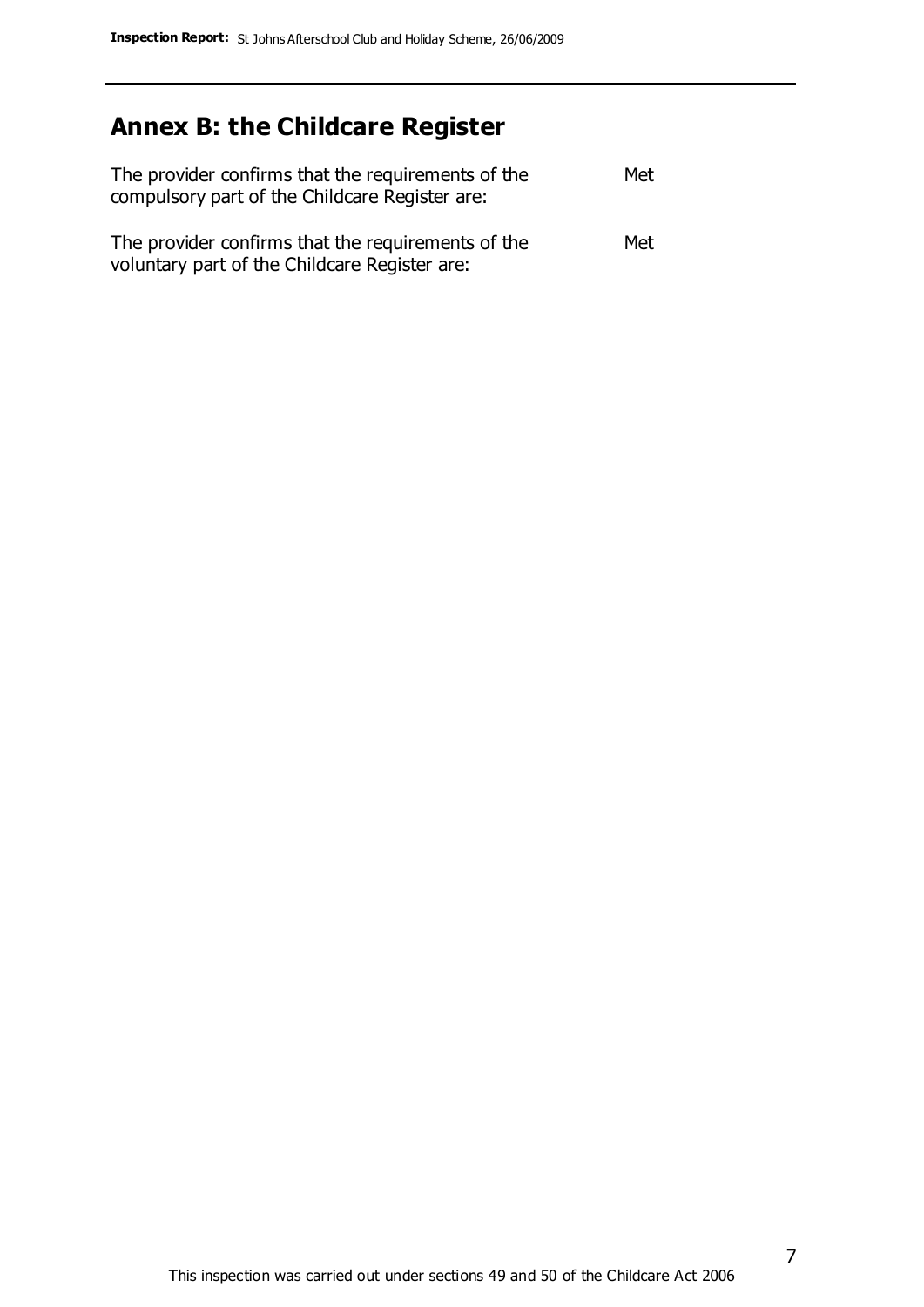# Annex B: the Childcare Register

| | |
|---|---|
| The provider confirms that the requirements of the compulsory part of the Childcare Register are: | Met |
| The provider confirms that the requirements of the voluntary part of the Childcare Register are: | Met |